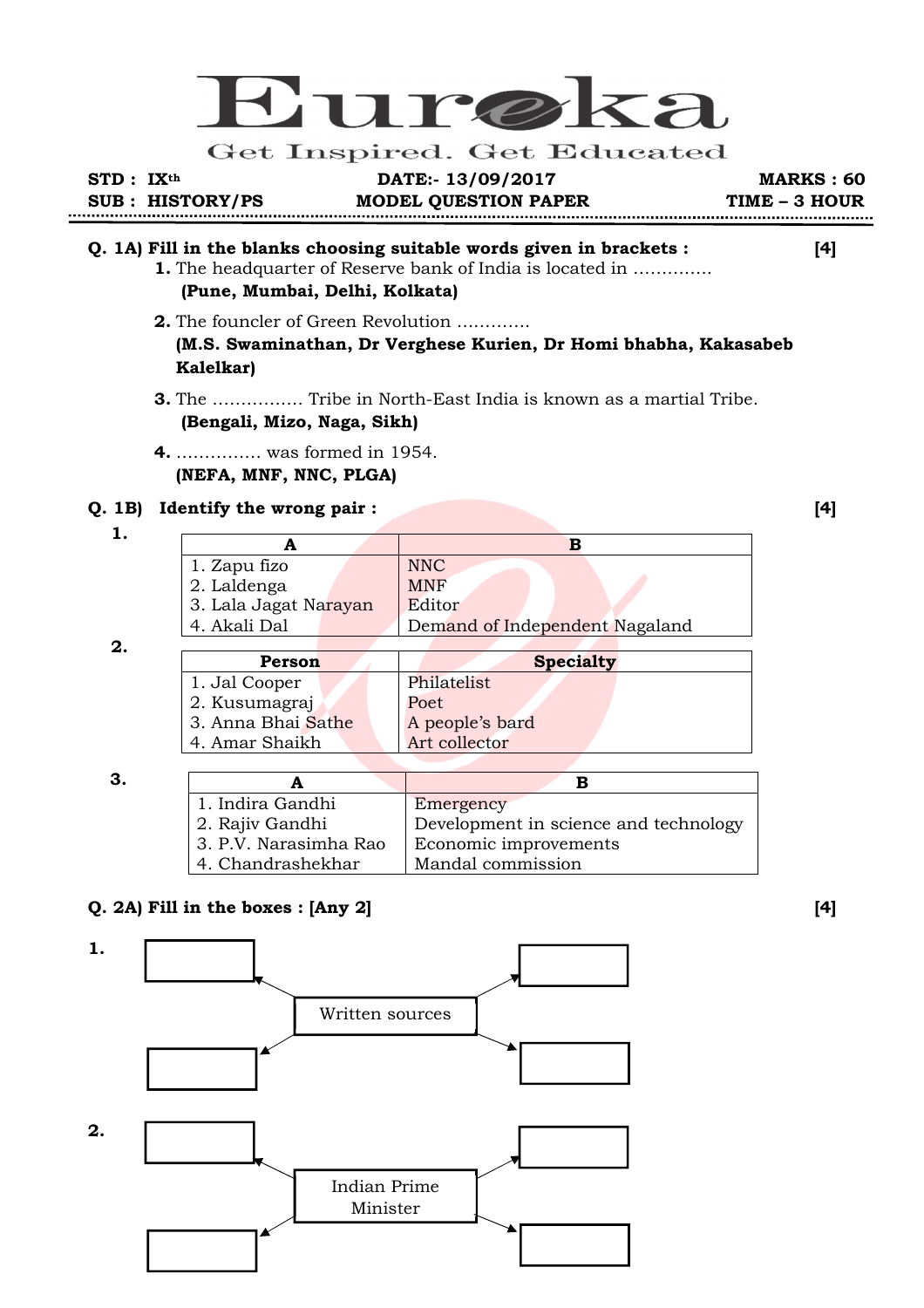# Eureka

Get Inspired. Get Educated

**STD : IXth** **DATE:- 13/09/2017** **MARKS : 60**

**SUB : HISTORY/PS** **MODEL QUESTION PAPER** **TIME – 3 HOUR**

---

**Q. 1A) Fill in the blanks choosing suitable words given in brackets :** **[4]**

**1.** The headquarter of Reserve bank of India is located in .............
**(Pune, Mumbai, Delhi, Kolkata)**

**2.** The founcler of Green Revolution ............
**(M.S. Swaminathan, Dr Verghese Kurien, Dr Homi bhabha, Kakasabeb Kalelkar)**

**3.** The ................ Tribe in North-East India is known as a martial Tribe.
**(Bengali, Mizo, Naga, Sikh)**

**4.** ............... was formed in 1954.
**(NEFA, MNF, NNC, PLGA)**

**Q. 1B) Identify the wrong pair :** **[4]**

**1.**

| A | B |
|---|---|
| 1. Zapu fizo | NNC |
| 2. Laldenga | MNF |
| 3. Lala Jagat Narayan | Editor |
| 4. Akali Dal | Demand of Independent Nagaland |

**2.**

| Person | Specialty |
|---|---|
| 1. Jal Cooper | Philatelist |
| 2. Kusumagraj | Poet |
| 3. Anna Bhai Sathe | A people's bard |
| 4. Amar Shaikh | Art collector |

**3.**

| A | B |
|---|---|
| 1. Indira Gandhi | Emergency |
| 2. Rajiv Gandhi | Development in science and technology |
| 3. P.V. Narasimha Rao | Economic improvements |
| 4. Chandrashekhar | Mandal commission |

**Q. 2A) Fill in the boxes : [Any 2]** **[4]**

**1.** Written sources → [ ], [ ], [ ], [ ]

**2.** Indian Prime Minister → [ ], [ ], [ ], [ ]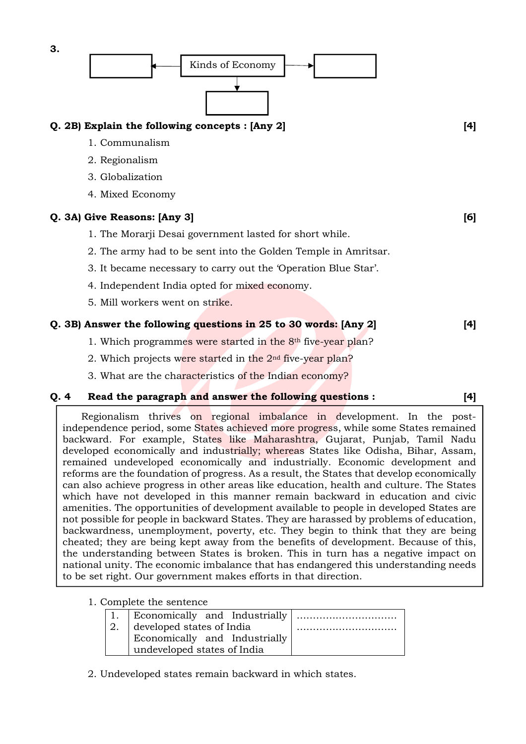3.

| | Kinds of Economy | |
|---|---|---|
| [ ] ← | | → [ ] |
| | ↓ [ ] | |

**Q. 2B) Explain the following concepts : [Any 2]** **[4]**

1. Communalism
2. Regionalism
3. Globalization
4. Mixed Economy

**Q. 3A) Give Reasons: [Any 3]** **[6]**

1. The Morarji Desai government lasted for short while.
2. The army had to be sent into the Golden Temple in Amritsar.
3. It became necessary to carry out the 'Operation Blue Star'.
4. Independent India opted for mixed economy.
5. Mill workers went on strike.

**Q. 3B) Answer the following questions in 25 to 30 words: [Any 2]** **[4]**

1. Which programmes were started in the 8th five-year plan?
2. Which projects were started in the 2nd five-year plan?
3. What are the characteristics of the Indian economy?

**Q. 4 Read the paragraph and answer the following questions :** **[4]**

Regionalism thrives on regional imbalance in development. In the post-independence period, some States achieved more progress, while some States remained backward. For example, States like Maharashtra, Gujarat, Punjab, Tamil Nadu developed economically and industrially; whereas States like Odisha, Bihar, Assam, remained undeveloped economically and industrially. Economic development and reforms are the foundation of progress. As a result, the States that develop economically can also achieve progress in other areas like education, health and culture. The States which have not developed in this manner remain backward in education and civic amenities. The opportunities of development available to people in developed States are not possible for people in backward States. They are harassed by problems of education, backwardness, unemployment, poverty, etc. They begin to think that they are being cheated; they are being kept away from the benefits of development. Because of this, the understanding between States is broken. This in turn has a negative impact on national unity. The economic imbalance that has endangered this understanding needs to be set right. Our government makes efforts in that direction.

1. Complete the sentence

| | | |
|---|---|---|
| 1. | Economically and Industrially developed states of India | .............................. |
| 2. | Economically and Industrially undeveloped states of India | .............................. |

2. Undeveloped states remain backward in which states.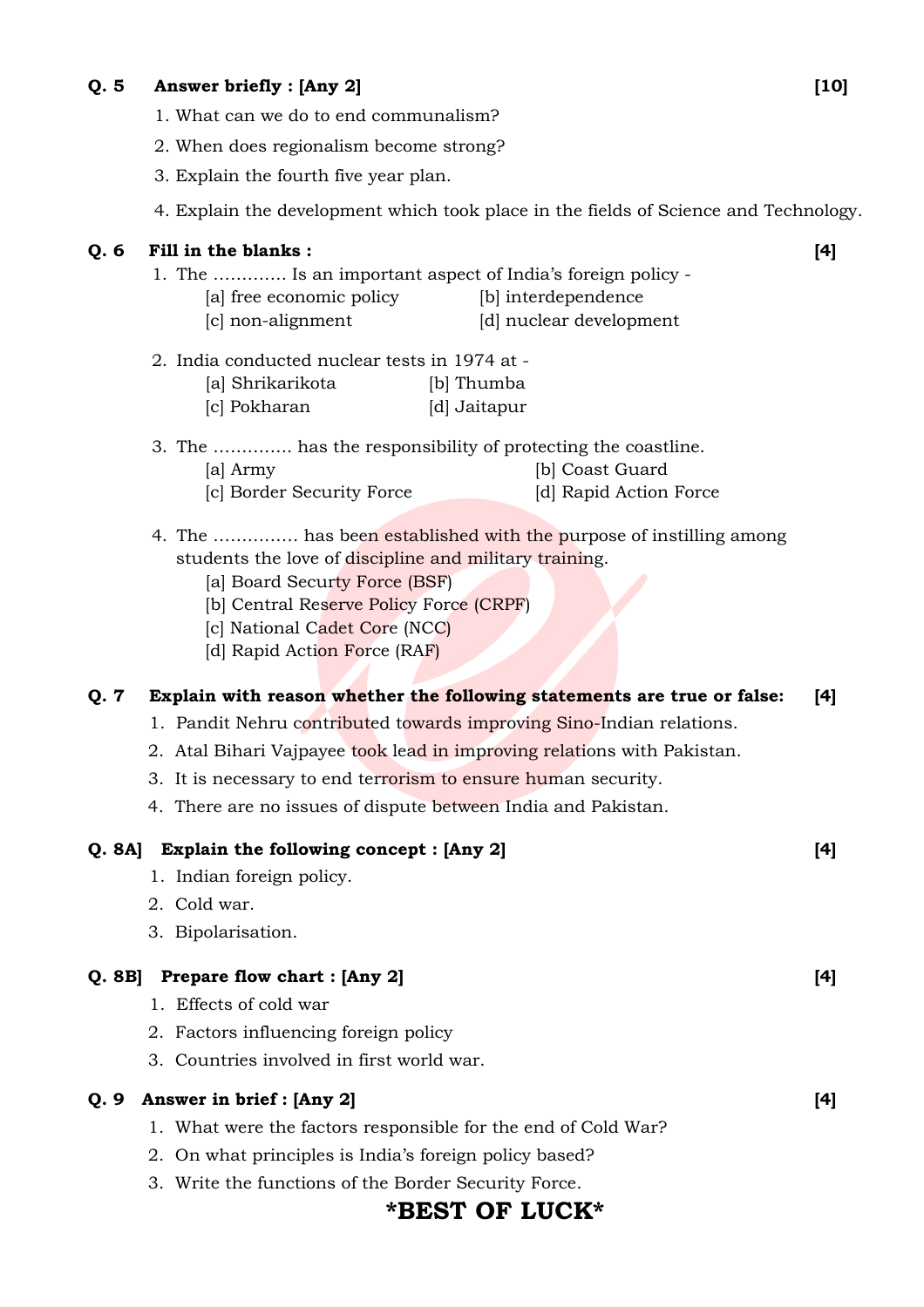**Q. 5 Answer briefly : [Any 2]** **[10]**

1. What can we do to end communalism?
2. When does regionalism become strong?
3. Explain the fourth five year plan.
4. Explain the development which took place in the fields of Science and Technology.

**Q. 6 Fill in the blanks :** **[4]**

1. The …………. Is an important aspect of India's foreign policy -
   [a] free economic policy [b] interdependence
   [c] non-alignment [d] nuclear development

2. India conducted nuclear tests in 1974 at -
   [a] Shrikarikota [b] Thumba
   [c] Pokharan [d] Jaitapur

3. The …………. has the responsibility of protecting the coastline.
   [a] Army [b] Coast Guard
   [c] Border Security Force [d] Rapid Action Force

4. The …………… has been established with the purpose of instilling among students the love of discipline and military training.
   [a] Board Securty Force (BSF)
   [b] Central Reserve Policy Force (CRPF)
   [c] National Cadet Core (NCC)
   [d] Rapid Action Force (RAF)

**Q. 7 Explain with reason whether the following statements are true or false:** **[4]**

1. Pandit Nehru contributed towards improving Sino-Indian relations.
2. Atal Bihari Vajpayee took lead in improving relations with Pakistan.
3. It is necessary to end terrorism to ensure human security.
4. There are no issues of dispute between India and Pakistan.

**Q. 8A] Explain the following concept : [Any 2]** **[4]**

1. Indian foreign policy.
2. Cold war.
3. Bipolarisation.

**Q. 8B] Prepare flow chart : [Any 2]** **[4]**

1. Effects of cold war
2. Factors influencing foreign policy
3. Countries involved in first world war.

**Q. 9 Answer in brief : [Any 2]** **[4]**

1. What were the factors responsible for the end of Cold War?
2. On what principles is India's foreign policy based?
3. Write the functions of the Border Security Force.

**\*BEST OF LUCK\***